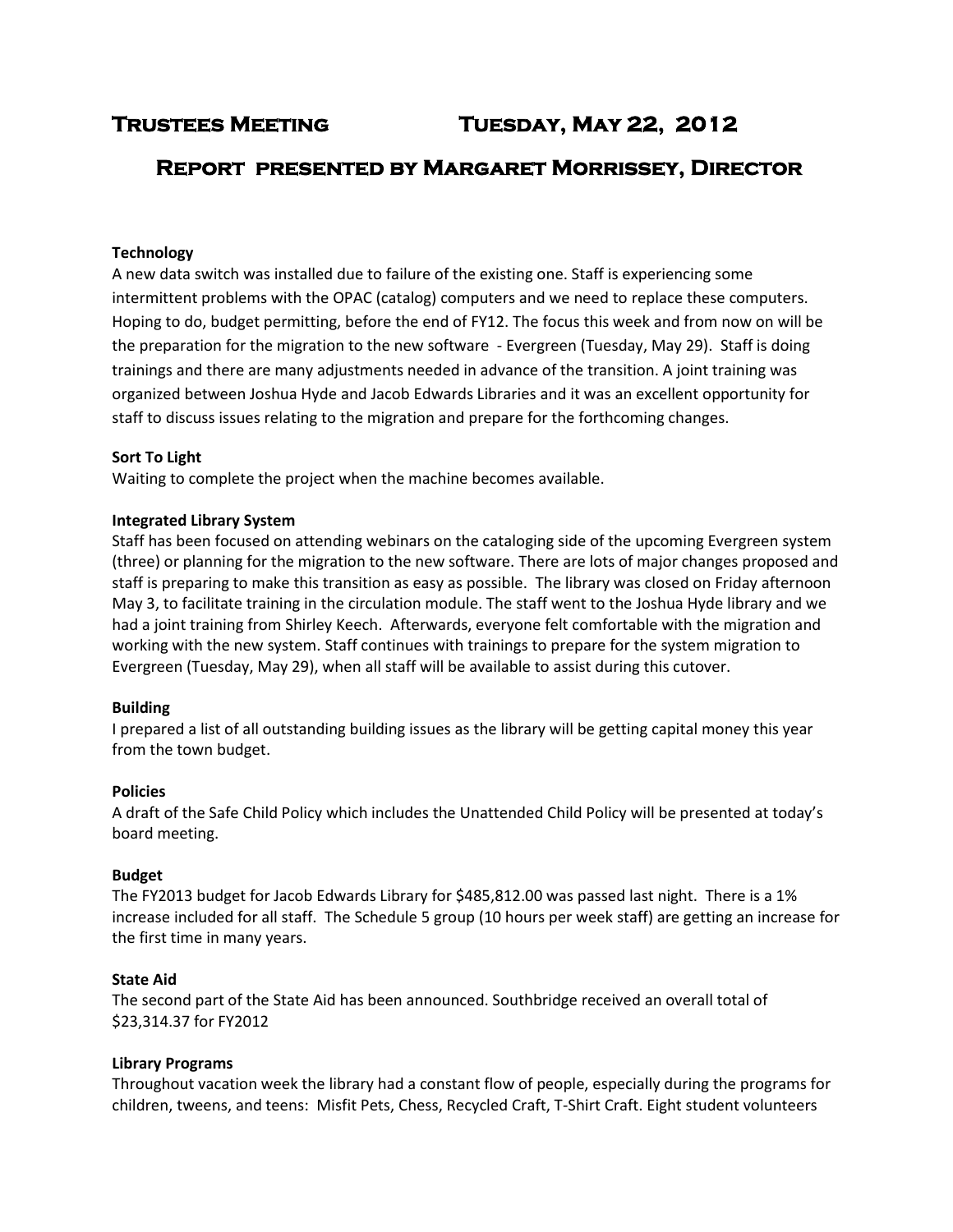# Trustees Meeting Tuesday, May 22, 2012

## Report presented by Margaret Morrissey, Director

**Technology**

A new data switch was installed due to failure of the existing one. Staff is experiencing some intermittent problems with the OPAC (catalog) computers and we need to replace these computers. Hoping to do, budget permitting, before the end of FY12. The focus this week and from now on will be the preparation for the migration to the new software - Evergreen (Tuesday, May 29). Staff is doing trainings and there are many adjustments needed in advance of the transition. A joint training was organized between Joshua Hyde and Jacob Edwards Libraries and it was an excellent opportunity for staff to discuss issues relating to the migration and prepare for the forthcoming changes.

**Sort To Light**

Waiting to complete the project when the machine becomes available.

**Integrated Library System**

Staff has been focused on attending webinars on the cataloging side of the upcoming Evergreen system (three) or planning for the migration to the new software. There are lots of major changes proposed and staff is preparing to make this transition as easy as possible. The library was closed on Friday afternoon May 3, to facilitate training in the circulation module. The staff went to the Joshua Hyde library and we had a joint training from Shirley Keech. Afterwards, everyone felt comfortable with the migration and working with the new system. Staff continues with trainings to prepare for the system migration to Evergreen (Tuesday, May 29), when all staff will be available to assist during this cutover.

**Building**

I prepared a list of all outstanding building issues as the library will be getting capital money this year from the town budget.

**Policies**

A draft of the Safe Child Policy which includes the Unattended Child Policy will be presented at today's board meeting.

**Budget**

The FY2013 budget for Jacob Edwards Library for $485,812.00 was passed last night. There is a 1% increase included for all staff. The Schedule 5 group (10 hours per week staff) are getting an increase for the first time in many years.

**State Aid**

The second part of the State Aid has been announced. Southbridge received an overall total of $23,314.37 for FY2012

**Library Programs**

Throughout vacation week the library had a constant flow of people, especially during the programs for children, tweens, and teens: Misfit Pets, Chess, Recycled Craft, T-Shirt Craft. Eight student volunteers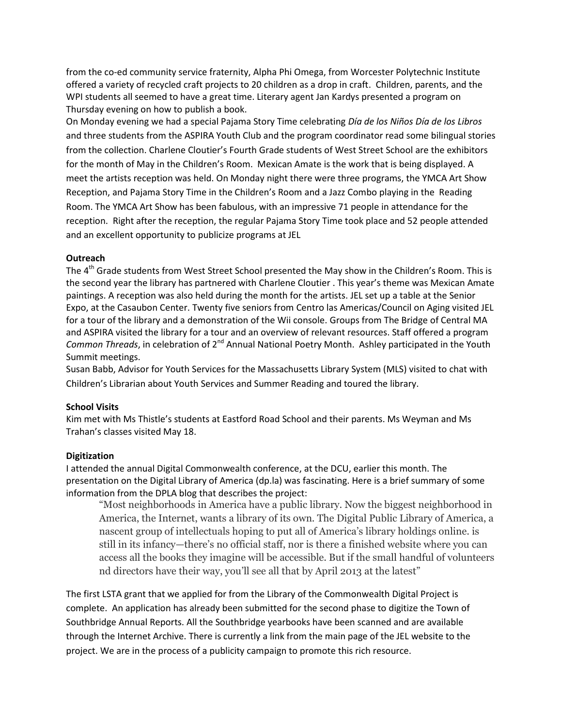from the co-ed community service fraternity, Alpha Phi Omega, from Worcester Polytechnic Institute offered a variety of recycled craft projects to 20 children as a drop in craft. Children, parents, and the WPI students all seemed to have a great time. Literary agent Jan Kardys presented a program on Thursday evening on how to publish a book.

On Monday evening we had a special Pajama Story Time celebrating *Día de los Niños Día de los Libros* and three students from the ASPIRA Youth Club and the program coordinator read some bilingual stories from the collection. Charlene Cloutier's Fourth Grade students of West Street School are the exhibitors for the month of May in the Children's Room. Mexican Amate is the work that is being displayed. A meet the artists reception was held. On Monday night there were three programs, the YMCA Art Show Reception, and Pajama Story Time in the Children's Room and a Jazz Combo playing in the Reading Room. The YMCA Art Show has been fabulous, with an impressive 71 people in attendance for the reception. Right after the reception, the regular Pajama Story Time took place and 52 people attended and an excellent opportunity to publicize programs at JEL

**Outreach**

The 4th Grade students from West Street School presented the May show in the Children's Room. This is the second year the library has partnered with Charlene Cloutier . This year's theme was Mexican Amate paintings. A reception was also held during the month for the artists. JEL set up a table at the Senior Expo, at the Casaubon Center. Twenty five seniors from Centro las Americas/Council on Aging visited JEL for a tour of the library and a demonstration of the Wii console. Groups from The Bridge of Central MA and ASPIRA visited the library for a tour and an overview of relevant resources. Staff offered a program *Common Threads*, in celebration of 2nd Annual National Poetry Month. Ashley participated in the Youth Summit meetings.

Susan Babb, Advisor for Youth Services for the Massachusetts Library System (MLS) visited to chat with Children's Librarian about Youth Services and Summer Reading and toured the library.

**School Visits**

Kim met with Ms Thistle's students at Eastford Road School and their parents. Ms Weyman and Ms Trahan's classes visited May 18.

**Digitization**

I attended the annual Digital Commonwealth conference, at the DCU, earlier this month. The presentation on the Digital Library of America (dp.la) was fascinating. Here is a brief summary of some information from the DPLA blog that describes the project:

> "Most neighborhoods in America have a public library. Now the biggest neighborhood in America, the Internet, wants a library of its own. The Digital Public Library of America, a nascent group of intellectuals hoping to put all of America's library holdings online. is still in its infancy—there's no official staff, nor is there a finished website where you can access all the books they imagine will be accessible. But if the small handful of volunteers nd directors have their way, you'll see all that by April 2013 at the latest"

The first LSTA grant that we applied for from the Library of the Commonwealth Digital Project is complete. An application has already been submitted for the second phase to digitize the Town of Southbridge Annual Reports. All the Southbridge yearbooks have been scanned and are available through the Internet Archive. There is currently a link from the main page of the JEL website to the project. We are in the process of a publicity campaign to promote this rich resource.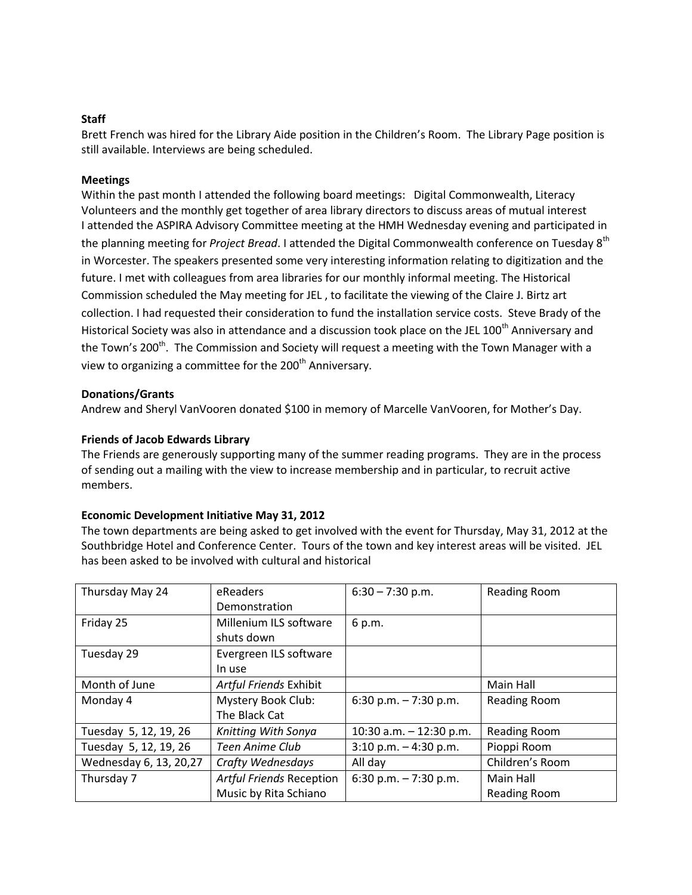**Staff**

Brett French was hired for the Library Aide position in the Children's Room. The Library Page position is still available. Interviews are being scheduled.

**Meetings**

Within the past month I attended the following board meetings: Digital Commonwealth, Literacy Volunteers and the monthly get together of area library directors to discuss areas of mutual interest
I attended the ASPIRA Advisory Committee meeting at the HMH Wednesday evening and participated in the planning meeting for *Project Bread*. I attended the Digital Commonwealth conference on Tuesday 8th in Worcester. The speakers presented some very interesting information relating to digitization and the future. I met with colleagues from area libraries for our monthly informal meeting. The Historical Commission scheduled the May meeting for JEL , to facilitate the viewing of the Claire J. Birtz art collection. I had requested their consideration to fund the installation service costs. Steve Brady of the Historical Society was also in attendance and a discussion took place on the JEL 100th Anniversary and the Town's 200th. The Commission and Society will request a meeting with the Town Manager with a view to organizing a committee for the 200th Anniversary.

**Donations/Grants**

Andrew and Sheryl VanVooren donated $100 in memory of Marcelle VanVooren, for Mother's Day.

**Friends of Jacob Edwards Library**

The Friends are generously supporting many of the summer reading programs. They are in the process of sending out a mailing with the view to increase membership and in particular, to recruit active members.

**Economic Development Initiative May 31, 2012**

The town departments are being asked to get involved with the event for Thursday, May 31, 2012 at the Southbridge Hotel and Conference Center. Tours of the town and key interest areas will be visited. JEL has been asked to be involved with cultural and historical

| Thursday May 24 | eReaders Demonstration | 6:30 – 7:30 p.m. | Reading Room |
|---|---|---|---|
| Friday 25 | Millenium ILS software shuts down | 6 p.m. | |
| Tuesday 29 | Evergreen ILS software In use | | |
| Month of June | *Artful Friends* Exhibit | | Main Hall |
| Monday 4 | Mystery Book Club: The Black Cat | 6:30 p.m. – 7:30 p.m. | Reading Room |
| Tuesday 5, 12, 19, 26 | *Knitting With Sonya* | 10:30 a.m. – 12:30 p.m. | Reading Room |
| Tuesday 5, 12, 19, 26 | *Teen Anime Club* | 3:10 p.m. – 4:30 p.m. | Pioppi Room |
| Wednesday 6, 13, 20,27 | *Crafty Wednesdays* | All day | Children's Room |
| Thursday 7 | *Artful Friends* Reception Music by Rita Schiano | 6:30 p.m. – 7:30 p.m. | Main Hall Reading Room |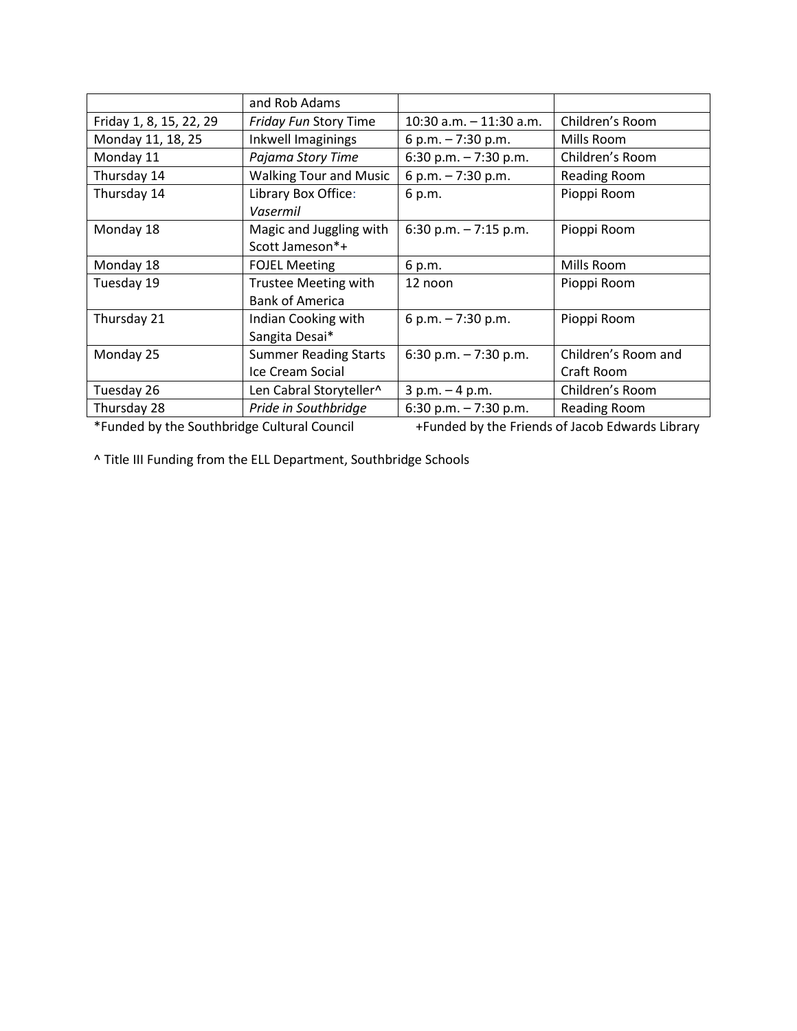| | | | |
|---|---|---|---|
| | and Rob Adams | | |
| Friday 1, 8, 15, 22, 29 | *Friday Fun* Story Time | 10:30 a.m. – 11:30 a.m. | Children's Room |
| Monday 11, 18, 25 | Inkwell Imaginings | 6 p.m. – 7:30 p.m. | Mills Room |
| Monday 11 | *Pajama Story Time* | 6:30 p.m. – 7:30 p.m. | Children's Room |
| Thursday 14 | Walking Tour and Music | 6 p.m. – 7:30 p.m. | Reading Room |
| Thursday 14 | Library Box Office: *Vasermil* | 6 p.m. | Pioppi Room |
| Monday 18 | Magic and Juggling with Scott Jameson*+ | 6:30 p.m. – 7:15 p.m. | Pioppi Room |
| Monday 18 | FOJEL Meeting | 6 p.m. | Mills Room |
| Tuesday 19 | Trustee Meeting with Bank of America | 12 noon | Pioppi Room |
| Thursday 21 | Indian Cooking with Sangita Desai* | 6 p.m. – 7:30 p.m. | Pioppi Room |
| Monday 25 | Summer Reading Starts Ice Cream Social | 6:30 p.m. – 7:30 p.m. | Children's Room and Craft Room |
| Tuesday 26 | Len Cabral Storyteller^ | 3 p.m. – 4 p.m. | Children's Room |
| Thursday 28 | *Pride in Southbridge* | 6:30 p.m. – 7:30 p.m. | Reading Room |

*Funded by the Southbridge Cultural Council +Funded by the Friends of Jacob Edwards Library

^ Title III Funding from the ELL Department, Southbridge Schools